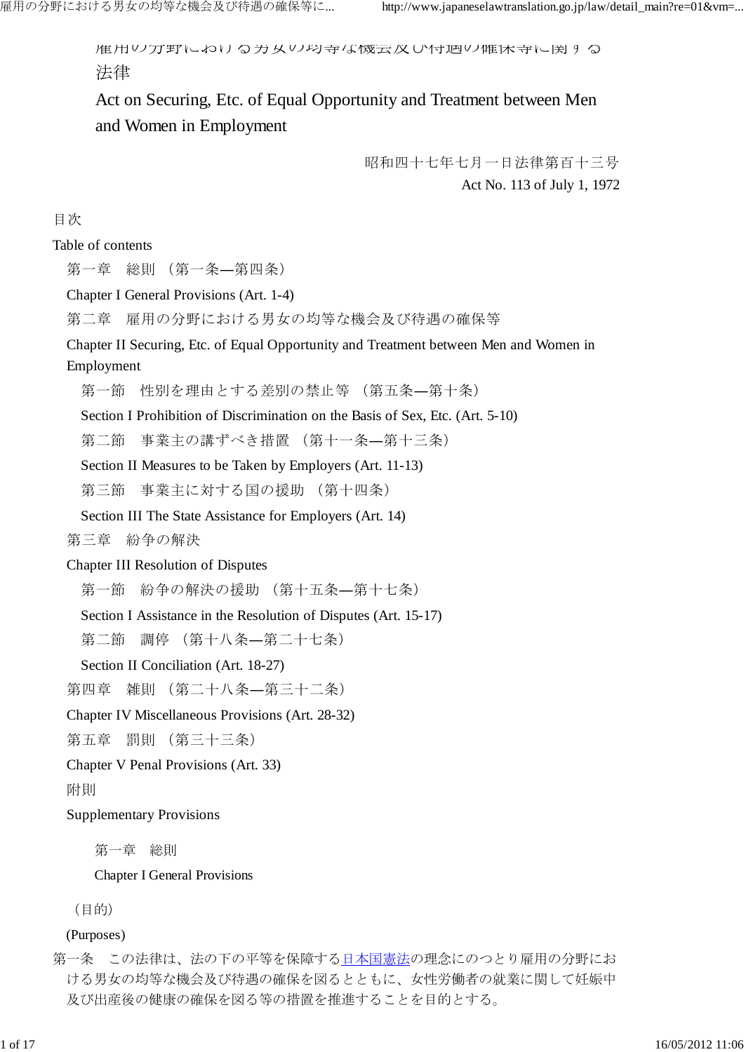# 雇用の分野における男女の均等な機会及び待遇の確保等に関する法律

# Act on Securing, Etc. of Equal Opportunity and Treatment between Men and Women in Employment

昭和四十七年七月一日法律第百十三号

Act No. 113 of July 1, 1972

目次

Table of contents

第一章　総則 （第一条—第四条）

Chapter I General Provisions (Art. 1-4)

第二章　雇用の分野における男女の均等な機会及び待遇の確保等

Chapter II Securing, Etc. of Equal Opportunity and Treatment between Men and Women in Employment

第一節　性別を理由とする差別の禁止等 （第五条—第十条）

Section I Prohibition of Discrimination on the Basis of Sex, Etc. (Art. 5-10)

第二節　事業主の講ずべき措置 （第十一条—第十三条）

Section II Measures to be Taken by Employers (Art. 11-13)

第三節　事業主に対する国の援助 （第十四条）

Section III The State Assistance for Employers (Art. 14)

第三章　紛争の解決

Chapter III Resolution of Disputes

第一節　紛争の解決の援助 （第十五条—第十七条）

Section I Assistance in the Resolution of Disputes (Art. 15-17)

第二節　調停 （第十八条—第二十七条）

Section II Conciliation (Art. 18-27)

第四章　雑則 （第二十八条—第三十二条）

Chapter IV Miscellaneous Provisions (Art. 28-32)

第五章　罰則 （第三十三条）

Chapter V Penal Provisions (Art. 33)

附則

Supplementary Provisions

## 第一章　総則

## Chapter I General Provisions

（目的）

(Purposes)

第一条　この法律は、法の下の平等を保障する日本国憲法の理念にのつとり雇用の分野における男女の均等な機会及び待遇の確保を図るとともに、女性労働者の就業に関して妊娠中及び出産後の健康の確保を図る等の措置を推進することを目的とする。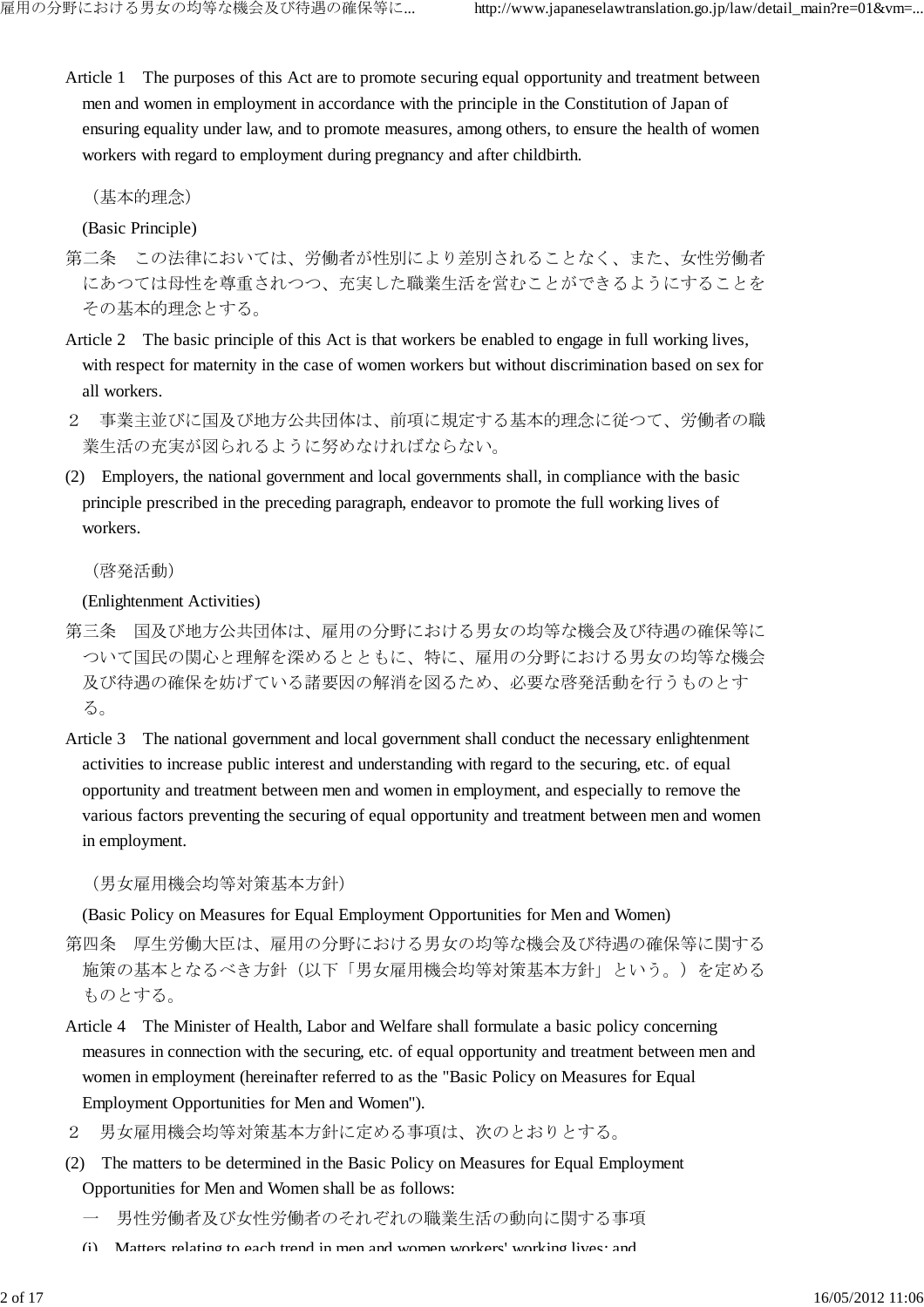Article 1　The purposes of this Act are to promote securing equal opportunity and treatment between men and women in employment in accordance with the principle in the Constitution of Japan of ensuring equality under law, and to promote measures, among others, to ensure the health of women workers with regard to employment during pregnancy and after childbirth.

（基本的理念）

(Basic Principle)

第二条　この法律においては、労働者が性別により差別されることなく、また、女性労働者にあつては母性を尊重されつつ、充実した職業生活を営むことができるようにすることをその基本的理念とする。

Article 2　The basic principle of this Act is that workers be enabled to engage in full working lives, with respect for maternity in the case of women workers but without discrimination based on sex for all workers.

２　事業主並びに国及び地方公共団体は、前項に規定する基本的理念に従つて、労働者の職業生活の充実が図られるように努めなければならない。

(2)　Employers, the national government and local governments shall, in compliance with the basic principle prescribed in the preceding paragraph, endeavor to promote the full working lives of workers.

（啓発活動）

(Enlightenment Activities)

第三条　国及び地方公共団体は、雇用の分野における男女の均等な機会及び待遇の確保等について国民の関心と理解を深めるとともに、特に、雇用の分野における男女の均等な機会及び待遇の確保を妨げている諸要因の解消を図るため、必要な啓発活動を行うものとする。

Article 3　The national government and local government shall conduct the necessary enlightenment activities to increase public interest and understanding with regard to the securing, etc. of equal opportunity and treatment between men and women in employment, and especially to remove the various factors preventing the securing of equal opportunity and treatment between men and women in employment.

（男女雇用機会均等対策基本方針）

(Basic Policy on Measures for Equal Employment Opportunities for Men and Women)

第四条　厚生労働大臣は、雇用の分野における男女の均等な機会及び待遇の確保等に関する施策の基本となるべき方針（以下「男女雇用機会均等対策基本方針」という。）を定めるものとする。

Article 4　The Minister of Health, Labor and Welfare shall formulate a basic policy concerning measures in connection with the securing, etc. of equal opportunity and treatment between men and women in employment (hereinafter referred to as the "Basic Policy on Measures for Equal Employment Opportunities for Men and Women").

２　男女雇用機会均等対策基本方針に定める事項は、次のとおりとする。

(2)　The matters to be determined in the Basic Policy on Measures for Equal Employment Opportunities for Men and Women shall be as follows:

一　男性労働者及び女性労働者のそれぞれの職業生活の動向に関する事項

(i)　Matters relating to each trend in men and women workers' working lives; and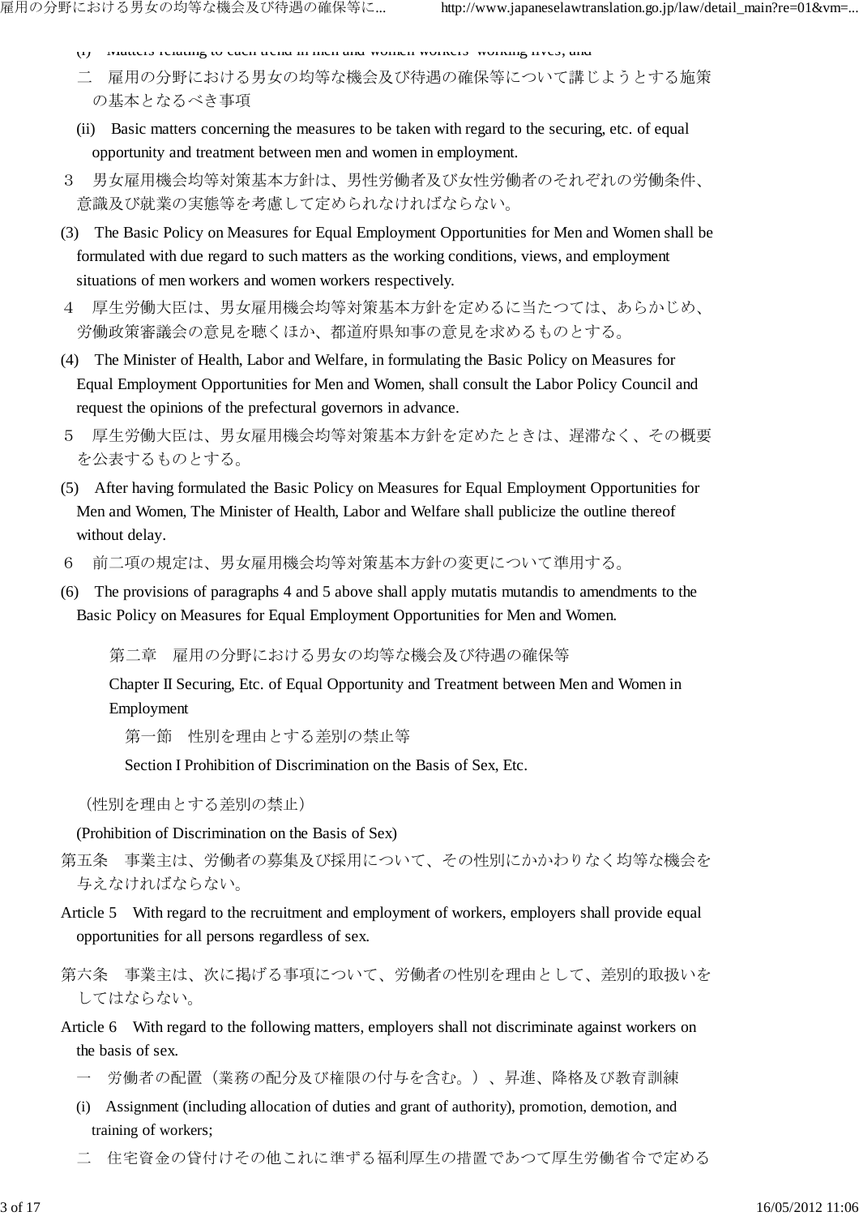(i) Matters relating to each trend in men and women workers' working lives, and

二　雇用の分野における男女の均等な機会及び待遇の確保等について講じようとする施策の基本となるべき事項

(ii) Basic matters concerning the measures to be taken with regard to the securing, etc. of equal opportunity and treatment between men and women in employment.

３　男女雇用機会均等対策基本方針は、男性労働者及び女性労働者のそれぞれの労働条件、意識及び就業の実態等を考慮して定められなければならない。

(3) The Basic Policy on Measures for Equal Employment Opportunities for Men and Women shall be formulated with due regard to such matters as the working conditions, views, and employment situations of men workers and women workers respectively.

４　厚生労働大臣は、男女雇用機会均等対策基本方針を定めるに当たつては、あらかじめ、労働政策審議会の意見を聴くほか、都道府県知事の意見を求めるものとする。

(4) The Minister of Health, Labor and Welfare, in formulating the Basic Policy on Measures for Equal Employment Opportunities for Men and Women, shall consult the Labor Policy Council and request the opinions of the prefectural governors in advance.

５　厚生労働大臣は、男女雇用機会均等対策基本方針を定めたときは、遅滞なく、その概要を公表するものとする。

(5) After having formulated the Basic Policy on Measures for Equal Employment Opportunities for Men and Women, The Minister of Health, Labor and Welfare shall publicize the outline thereof without delay.

６　前二項の規定は、男女雇用機会均等対策基本方針の変更について準用する。

(6) The provisions of paragraphs 4 and 5 above shall apply mutatis mutandis to amendments to the Basic Policy on Measures for Equal Employment Opportunities for Men and Women.

## 第二章　雇用の分野における男女の均等な機会及び待遇の確保等

## Chapter II Securing, Etc. of Equal Opportunity and Treatment between Men and Women in Employment

### 第一節　性別を理由とする差別の禁止等

### Section I Prohibition of Discrimination on the Basis of Sex, Etc.

（性別を理由とする差別の禁止）

(Prohibition of Discrimination on the Basis of Sex)

第五条　事業主は、労働者の募集及び採用について、その性別にかかわりなく均等な機会を与えなければならない。

Article 5　With regard to the recruitment and employment of workers, employers shall provide equal opportunities for all persons regardless of sex.

第六条　事業主は、次に掲げる事項について、労働者の性別を理由として、差別的取扱いをしてはならない。

Article 6　With regard to the following matters, employers shall not discriminate against workers on the basis of sex.

一　労働者の配置（業務の配分及び権限の付与を含む。）、昇進、降格及び教育訓練

(i) Assignment (including allocation of duties and grant of authority), promotion, demotion, and training of workers;

二　住宅資金の貸付けその他これに準ずる福利厚生の措置であつて厚生労働省令で定める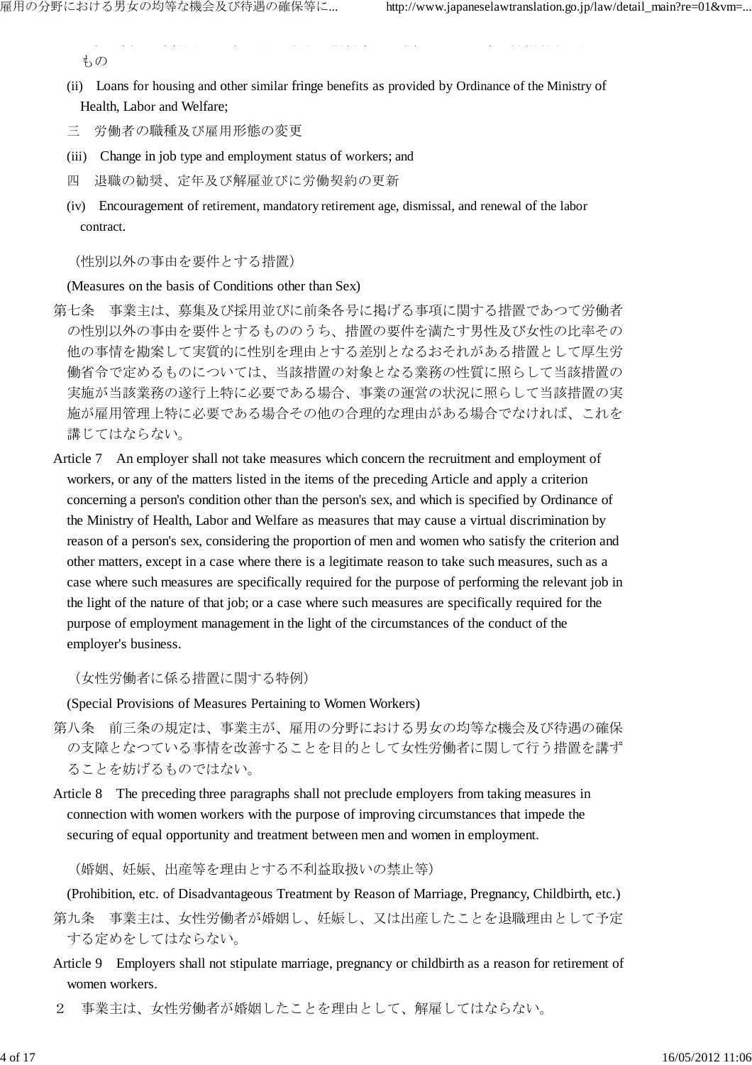もの

(ii) Loans for housing and other similar fringe benefits as provided by Ordinance of the Ministry of Health, Labor and Welfare;

三　労働者の職種及び雇用形態の変更

(iii) Change in job type and employment status of workers; and

四　退職の勧奨、定年及び解雇並びに労働契約の更新

(iv) Encouragement of retirement, mandatory retirement age, dismissal, and renewal of the labor contract.

（性別以外の事由を要件とする措置）

(Measures on the basis of Conditions other than Sex)

第七条　事業主は、募集及び採用並びに前条各号に掲げる事項に関する措置であつて労働者の性別以外の事由を要件とするもののうち、措置の要件を満たす男性及び女性の比率その他の事情を勘案して実質的に性別を理由とする差別となるおそれがある措置として厚生労働省令で定めるものについては、当該措置の対象となる業務の性質に照らして当該措置の実施が当該業務の遂行上特に必要である場合、事業の運営の状況に照らして当該措置の実施が雇用管理上特に必要である場合その他の合理的な理由がある場合でなければ、これを講じてはならない。

Article 7　An employer shall not take measures which concern the recruitment and employment of workers, or any of the matters listed in the items of the preceding Article and apply a criterion concerning a person's condition other than the person's sex, and which is specified by Ordinance of the Ministry of Health, Labor and Welfare as measures that may cause a virtual discrimination by reason of a person's sex, considering the proportion of men and women who satisfy the criterion and other matters, except in a case where there is a legitimate reason to take such measures, such as a case where such measures are specifically required for the purpose of performing the relevant job in the light of the nature of that job; or a case where such measures are specifically required for the purpose of employment management in the light of the circumstances of the conduct of the employer's business.

（女性労働者に係る措置に関する特例）

(Special Provisions of Measures Pertaining to Women Workers)

第八条　前三条の規定は、事業主が、雇用の分野における男女の均等な機会及び待遇の確保の支障となつている事情を改善することを目的として女性労働者に関して行う措置を講ずることを妨げるものではない。

Article 8　The preceding three paragraphs shall not preclude employers from taking measures in connection with women workers with the purpose of improving circumstances that impede the securing of equal opportunity and treatment between men and women in employment.

（婚姻、妊娠、出産等を理由とする不利益取扱いの禁止等）

(Prohibition, etc. of Disadvantageous Treatment by Reason of Marriage, Pregnancy, Childbirth, etc.)

第九条　事業主は、女性労働者が婚姻し、妊娠し、又は出産したことを退職理由として予定する定めをしてはならない。

Article 9　Employers shall not stipulate marriage, pregnancy or childbirth as a reason for retirement of women workers.

２　事業主は、女性労働者が婚姻したことを理由として、解雇してはならない。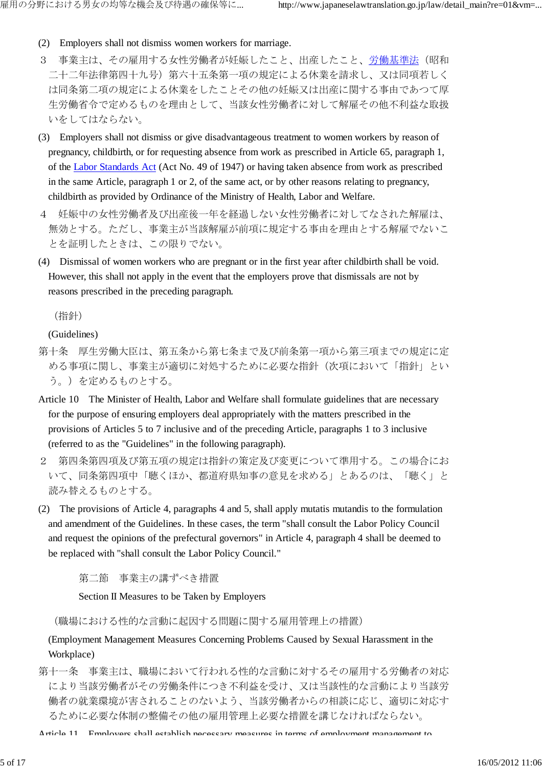(2) Employers shall not dismiss women workers for marriage.

３　事業主は、その雇用する女性労働者が妊娠したこと、出産したこと、労働基準法（昭和二十二年法律第四十九号）第六十五条第一項の規定による休業を請求し、又は同項若しくは同条第二項の規定による休業をしたことその他の妊娠又は出産に関する事由であつて厚生労働省令で定めるものを理由として、当該女性労働者に対して解雇その他不利益な取扱いをしてはならない。

(3) Employers shall not dismiss or give disadvantageous treatment to women workers by reason of pregnancy, childbirth, or for requesting absence from work as prescribed in Article 65, paragraph 1, of the Labor Standards Act (Act No. 49 of 1947) or having taken absence from work as prescribed in the same Article, paragraph 1 or 2, of the same act, or by other reasons relating to pregnancy, childbirth as provided by Ordinance of the Ministry of Health, Labor and Welfare.

４　妊娠中の女性労働者及び出産後一年を経過しない女性労働者に対してなされた解雇は、無効とする。ただし、事業主が当該解雇が前項に規定する事由を理由とする解雇でないことを証明したときは、この限りでない。

(4) Dismissal of women workers who are pregnant or in the first year after childbirth shall be void. However, this shall not apply in the event that the employers prove that dismissals are not by reasons prescribed in the preceding paragraph.

（指針）

(Guidelines)

第十条　厚生労働大臣は、第五条から第七条まで及び前条第一項から第三項までの規定に定める事項に関し、事業主が適切に対処するために必要な指針（次項において「指針」という。）を定めるものとする。

Article 10　The Minister of Health, Labor and Welfare shall formulate guidelines that are necessary for the purpose of ensuring employers deal appropriately with the matters prescribed in the provisions of Articles 5 to 7 inclusive and of the preceding Article, paragraphs 1 to 3 inclusive (referred to as the "Guidelines" in the following paragraph).

２　第四条第四項及び第五項の規定は指針の策定及び変更について準用する。この場合において、同条第四項中「聴くほか、都道府県知事の意見を求める」とあるのは、「聴く」と読み替えるものとする。

(2) The provisions of Article 4, paragraphs 4 and 5, shall apply mutatis mutandis to the formulation and amendment of the Guidelines. In these cases, the term "shall consult the Labor Policy Council and request the opinions of the prefectural governors" in Article 4, paragraph 4 shall be deemed to be replaced with "shall consult the Labor Policy Council."

### 第二節　事業主の講ずべき措置

### Section II Measures to be Taken by Employers

（職場における性的な言動に起因する問題に関する雇用管理上の措置）

(Employment Management Measures Concerning Problems Caused by Sexual Harassment in the Workplace)

第十一条　事業主は、職場において行われる性的な言動に対するその雇用する労働者の対応により当該労働者がその労働条件につき不利益を受け、又は当該性的な言動により当該労働者の就業環境が害されることのないよう、当該労働者からの相談に応じ、適切に対応するために必要な体制の整備その他の雇用管理上必要な措置を講じなければならない。

Article 11　Employers shall establish necessary measures in terms of employment management to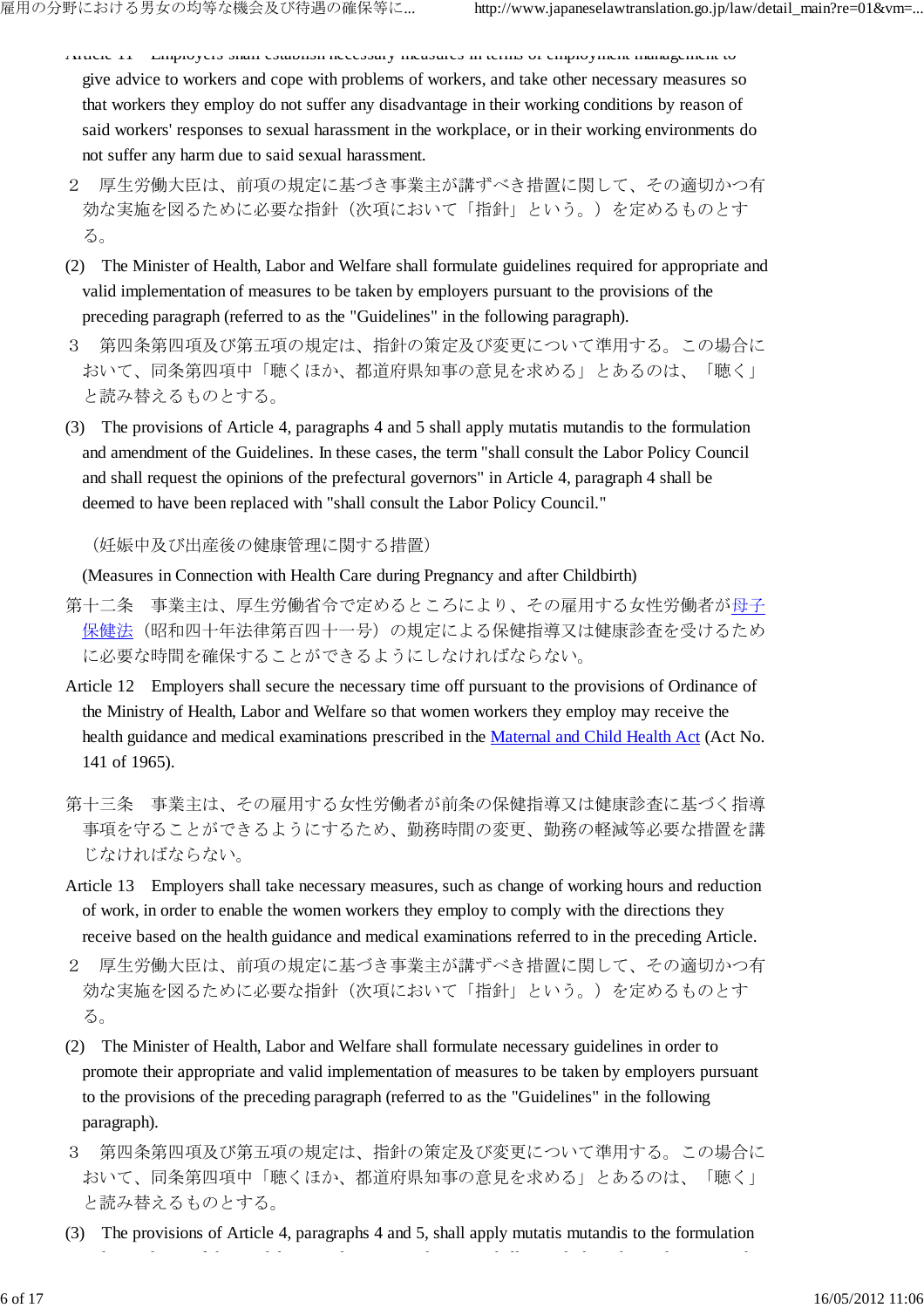give advice to workers and cope with problems of workers, and take other necessary measures so that workers they employ do not suffer any disadvantage in their working conditions by reason of said workers' responses to sexual harassment in the workplace, or in their working environments do not suffer any harm due to said sexual harassment.

２　厚生労働大臣は、前項の規定に基づき事業主が講ずべき措置に関して、その適切かつ有効な実施を図るために必要な指針（次項において「指針」という。）を定めるものとする。

(2) The Minister of Health, Labor and Welfare shall formulate guidelines required for appropriate and valid implementation of measures to be taken by employers pursuant to the provisions of the preceding paragraph (referred to as the "Guidelines" in the following paragraph).

３　第四条第四項及び第五項の規定は、指針の策定及び変更について準用する。この場合において、同条第四項中「聴くほか、都道府県知事の意見を求める」とあるのは、「聴く」と読み替えるものとする。

(3) The provisions of Article 4, paragraphs 4 and 5 shall apply mutatis mutandis to the formulation and amendment of the Guidelines. In these cases, the term "shall consult the Labor Policy Council and shall request the opinions of the prefectural governors" in Article 4, paragraph 4 shall be deemed to have been replaced with "shall consult the Labor Policy Council."

（妊娠中及び出産後の健康管理に関する措置）

(Measures in Connection with Health Care during Pregnancy and after Childbirth)

第十二条　事業主は、厚生労働省令で定めるところにより、その雇用する女性労働者が母子保健法（昭和四十年法律第百四十一号）の規定による保健指導又は健康診査を受けるために必要な時間を確保することができるようにしなければならない。

Article 12　Employers shall secure the necessary time off pursuant to the provisions of Ordinance of the Ministry of Health, Labor and Welfare so that women workers they employ may receive the health guidance and medical examinations prescribed in the Maternal and Child Health Act (Act No. 141 of 1965).

第十三条　事業主は、その雇用する女性労働者が前条の保健指導又は健康診査に基づく指導事項を守ることができるようにするため、勤務時間の変更、勤務の軽減等必要な措置を講じなければならない。

Article 13　Employers shall take necessary measures, such as change of working hours and reduction of work, in order to enable the women workers they employ to comply with the directions they receive based on the health guidance and medical examinations referred to in the preceding Article.

２　厚生労働大臣は、前項の規定に基づき事業主が講ずべき措置に関して、その適切かつ有効な実施を図るために必要な指針（次項において「指針」という。）を定めるものとする。

(2) The Minister of Health, Labor and Welfare shall formulate necessary guidelines in order to promote their appropriate and valid implementation of measures to be taken by employers pursuant to the provisions of the preceding paragraph (referred to as the "Guidelines" in the following paragraph).

３　第四条第四項及び第五項の規定は、指針の策定及び変更について準用する。この場合において、同条第四項中「聴くほか、都道府県知事の意見を求める」とあるのは、「聴く」と読み替えるものとする。

(3) The provisions of Article 4, paragraphs 4 and 5, shall apply mutatis mutandis to the formulation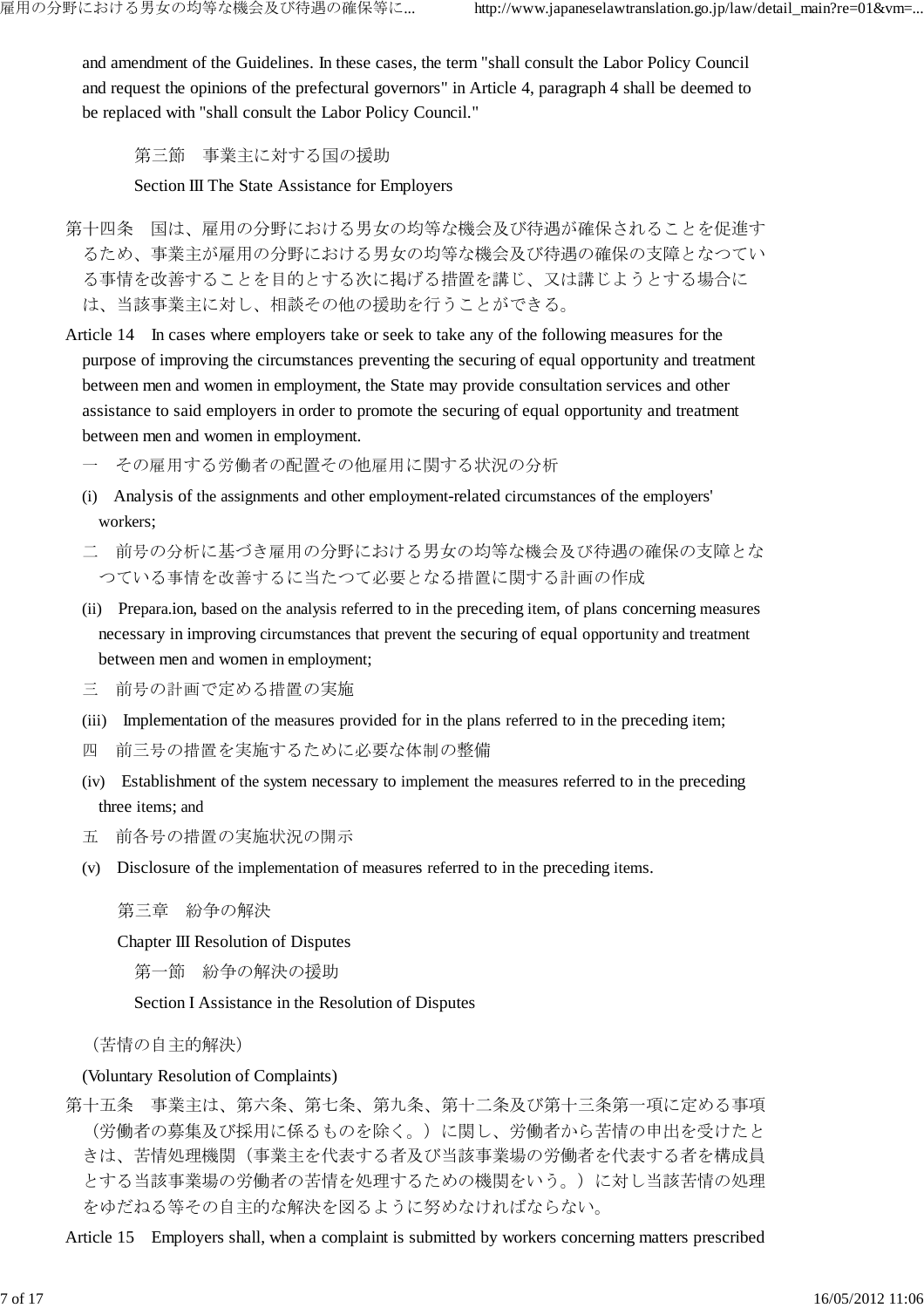and amendment of the Guidelines. In these cases, the term "shall consult the Labor Policy Council and request the opinions of the prefectural governors" in Article 4, paragraph 4 shall be deemed to be replaced with "shall consult the Labor Policy Council."

### 第三節　事業主に対する国の援助

### Section III The State Assistance for Employers

第十四条　国は、雇用の分野における男女の均等な機会及び待遇が確保されることを促進するため、事業主が雇用の分野における男女の均等な機会及び待遇の確保の支障となつている事情を改善することを目的とする次に掲げる措置を講じ、又は講じようとする場合には、当該事業主に対し、相談その他の援助を行うことができる。

Article 14　In cases where employers take or seek to take any of the following measures for the purpose of improving the circumstances preventing the securing of equal opportunity and treatment between men and women in employment, the State may provide consultation services and other assistance to said employers in order to promote the securing of equal opportunity and treatment between men and women in employment.

一　その雇用する労働者の配置その他雇用に関する状況の分析

(i)　Analysis of the assignments and other employment-related circumstances of the employers' workers;

二　前号の分析に基づき雇用の分野における男女の均等な機会及び待遇の確保の支障となつている事情を改善するに当たつて必要となる措置に関する計画の作成

(ii)　Prepara.ion, based on the analysis referred to in the preceding item, of plans concerning measures necessary in improving circumstances that prevent the securing of equal opportunity and treatment between men and women in employment;

三　前号の計画で定める措置の実施

(iii)　Implementation of the measures provided for in the plans referred to in the preceding item;

四　前三号の措置を実施するために必要な体制の整備

(iv)　Establishment of the system necessary to implement the measures referred to in the preceding three items; and

五　前各号の措置の実施状況の開示

(v)　Disclosure of the implementation of measures referred to in the preceding items.

## 第三章　紛争の解決

## Chapter III Resolution of Disputes

### 第一節　紛争の解決の援助

### Section I Assistance in the Resolution of Disputes

（苦情の自主的解決）

(Voluntary Resolution of Complaints)

第十五条　事業主は、第六条、第七条、第九条、第十二条及び第十三条第一項に定める事項（労働者の募集及び採用に係るものを除く。）に関し、労働者から苦情の申出を受けたときは、苦情処理機関（事業主を代表する者及び当該事業場の労働者を代表する者を構成員とする当該事業場の労働者の苦情を処理するための機関をいう。）に対し当該苦情の処理をゆだねる等その自主的な解決を図るように努めなければならない。

Article 15　Employers shall, when a complaint is submitted by workers concerning matters prescribed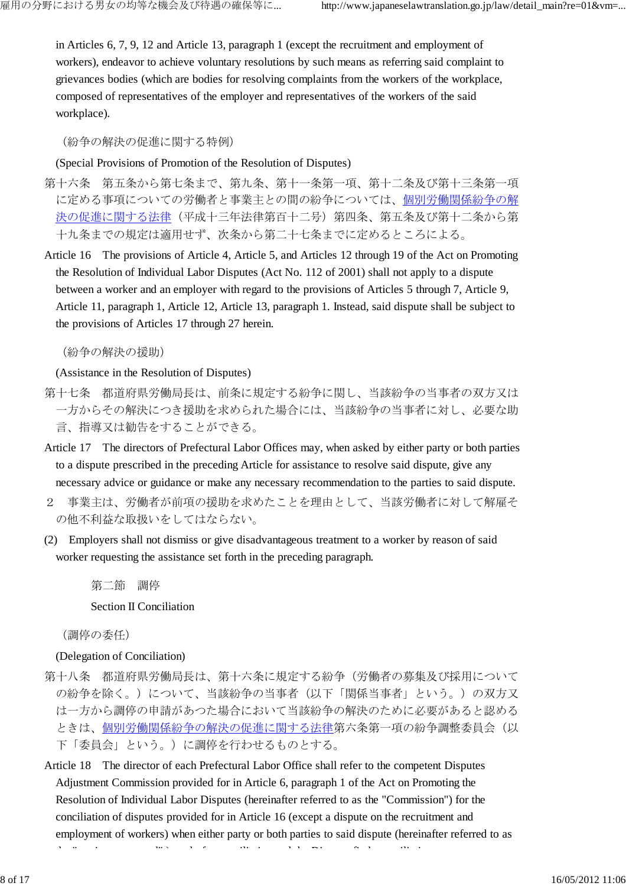in Articles 6, 7, 9, 12 and Article 13, paragraph 1 (except the recruitment and employment of workers), endeavor to achieve voluntary resolutions by such means as referring said complaint to grievances bodies (which are bodies for resolving complaints from the workers of the workplace, composed of representatives of the employer and representatives of the workers of the said workplace).

（紛争の解決の促進に関する特例）

(Special Provisions of Promotion of the Resolution of Disputes)

第十六条　第五条から第七条まで、第九条、第十一条第一項、第十二条及び第十三条第一項に定める事項についての労働者と事業主との間の紛争については、個別労働関係紛争の解決の促進に関する法律（平成十三年法律第百十二号）第四条、第五条及び第十二条から第十九条までの規定は適用せず、次条から第二十七条までに定めるところによる。

Article 16　The provisions of Article 4, Article 5, and Articles 12 through 19 of the Act on Promoting the Resolution of Individual Labor Disputes (Act No. 112 of 2001) shall not apply to a dispute between a worker and an employer with regard to the provisions of Articles 5 through 7, Article 9, Article 11, paragraph 1, Article 12, Article 13, paragraph 1. Instead, said dispute shall be subject to the provisions of Articles 17 through 27 herein.

（紛争の解決の援助）

(Assistance in the Resolution of Disputes)

第十七条　都道府県労働局長は、前条に規定する紛争に関し、当該紛争の当事者の双方又は一方からその解決につき援助を求められた場合には、当該紛争の当事者に対し、必要な助言、指導又は勧告をすることができる。

Article 17　The directors of Prefectural Labor Offices may, when asked by either party or both parties to a dispute prescribed in the preceding Article for assistance to resolve said dispute, give any necessary advice or guidance or make any necessary recommendation to the parties to said dispute.

２　事業主は、労働者が前項の援助を求めたことを理由として、当該労働者に対して解雇その他不利益な取扱いをしてはならない。

(2)　Employers shall not dismiss or give disadvantageous treatment to a worker by reason of said worker requesting the assistance set forth in the preceding paragraph.

### 第二節　調停

### Section II Conciliation

（調停の委任）

(Delegation of Conciliation)

第十八条　都道府県労働局長は、第十六条に規定する紛争（労働者の募集及び採用についての紛争を除く。）について、当該紛争の当事者（以下「関係当事者」という。）の双方又は一方から調停の申請があつた場合において当該紛争の解決のために必要があると認めるときは、個別労働関係紛争の解決の促進に関する法律第六条第一項の紛争調整委員会（以下「委員会」という。）に調停を行わせるものとする。

Article 18　The director of each Prefectural Labor Office shall refer to the competent Disputes Adjustment Commission provided for in Article 6, paragraph 1 of the Act on Promoting the Resolution of Individual Labor Disputes (hereinafter referred to as the "Commission") for the conciliation of disputes provided for in Article 16 (except a dispute on the recruitment and employment of workers) when either party or both parties to said dispute (hereinafter referred to as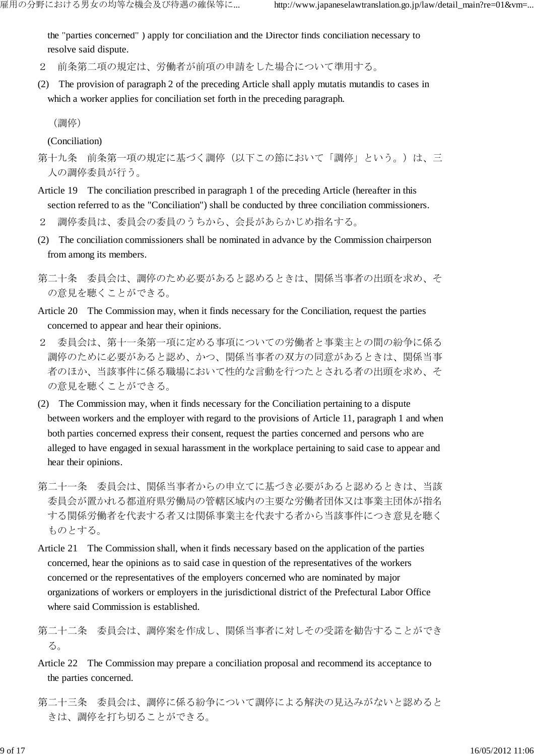the "parties concerned" ) apply for conciliation and the Director finds conciliation necessary to resolve said dispute.

２　前条第二項の規定は、労働者が前項の申請をした場合について準用する。

(2)　The provision of paragraph 2 of the preceding Article shall apply mutatis mutandis to cases in which a worker applies for conciliation set forth in the preceding paragraph.

（調停）

(Conciliation)

第十九条　前条第一項の規定に基づく調停（以下この節において「調停」という。）は、三人の調停委員が行う。

Article 19　The conciliation prescribed in paragraph 1 of the preceding Article (hereafter in this section referred to as the "Conciliation") shall be conducted by three conciliation commissioners.

２　調停委員は、委員会の委員のうちから、会長があらかじめ指名する。

(2)　The conciliation commissioners shall be nominated in advance by the Commission chairperson from among its members.

第二十条　委員会は、調停のため必要があると認めるときは、関係当事者の出頭を求め、その意見を聴くことができる。

Article 20　The Commission may, when it finds necessary for the Conciliation, request the parties concerned to appear and hear their opinions.

２　委員会は、第十一条第一項に定める事項についての労働者と事業主との間の紛争に係る調停のために必要があると認め、かつ、関係当事者の双方の同意があるときは、関係当事者のほか、当該事件に係る職場において性的な言動を行つたとされる者の出頭を求め、その意見を聴くことができる。

(2)　The Commission may, when it finds necessary for the Conciliation pertaining to a dispute between workers and the employer with regard to the provisions of Article 11, paragraph 1 and when both parties concerned express their consent, request the parties concerned and persons who are alleged to have engaged in sexual harassment in the workplace pertaining to said case to appear and hear their opinions.

第二十一条　委員会は、関係当事者からの申立てに基づき必要があると認めるときは、当該委員会が置かれる都道府県労働局の管轄区域内の主要な労働者団体又は事業主団体が指名する関係労働者を代表する者又は関係事業主を代表する者から当該事件につき意見を聴くものとする。

Article 21　The Commission shall, when it finds necessary based on the application of the parties concerned, hear the opinions as to said case in question of the representatives of the workers concerned or the representatives of the employers concerned who are nominated by major organizations of workers or employers in the jurisdictional district of the Prefectural Labor Office where said Commission is established.

第二十二条　委員会は、調停案を作成し、関係当事者に対しその受諾を勧告することができる。

Article 22　The Commission may prepare a conciliation proposal and recommend its acceptance to the parties concerned.

第二十三条　委員会は、調停に係る紛争について調停による解決の見込みがないと認めるときは、調停を打ち切ることができる。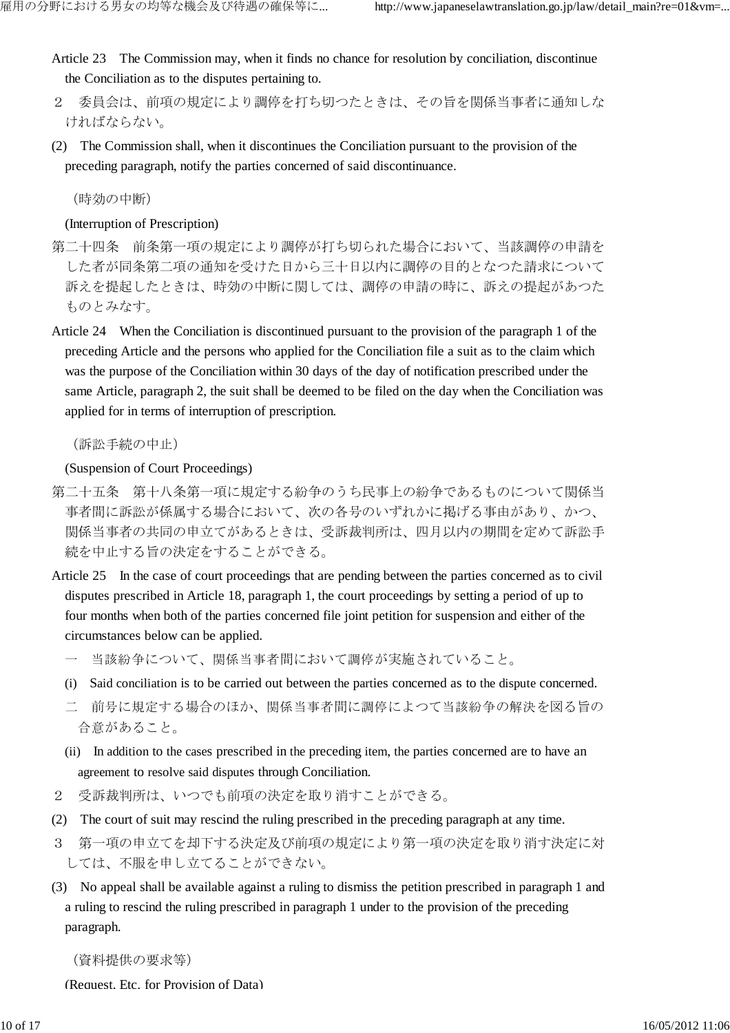Article 23 The Commission may, when it finds no chance for resolution by conciliation, discontinue the Conciliation as to the disputes pertaining to.

２　委員会は、前項の規定により調停を打ち切つたときは、その旨を関係当事者に通知しなければならない。

(2) The Commission shall, when it discontinues the Conciliation pursuant to the provision of the preceding paragraph, notify the parties concerned of said discontinuance.

（時効の中断）

(Interruption of Prescription)

第二十四条　前条第一項の規定により調停が打ち切られた場合において、当該調停の申請をした者が同条第二項の通知を受けた日から三十日以内に調停の目的となつた請求について訴えを提起したときは、時効の中断に関しては、調停の申請の時に、訴えの提起があつたものとみなす。

Article 24 When the Conciliation is discontinued pursuant to the provision of the paragraph 1 of the preceding Article and the persons who applied for the Conciliation file a suit as to the claim which was the purpose of the Conciliation within 30 days of the day of notification prescribed under the same Article, paragraph 2, the suit shall be deemed to be filed on the day when the Conciliation was applied for in terms of interruption of prescription.

（訴訟手続の中止）

(Suspension of Court Proceedings)

第二十五条　第十八条第一項に規定する紛争のうち民事上の紛争であるものについて関係当事者間に訴訟が係属する場合において、次の各号のいずれかに掲げる事由があり、かつ、関係当事者の共同の申立てがあるときは、受訴裁判所は、四月以内の期間を定めて訴訟手続を中止する旨の決定をすることができる。

Article 25 In the case of court proceedings that are pending between the parties concerned as to civil disputes prescribed in Article 18, paragraph 1, the court proceedings by setting a period of up to four months when both of the parties concerned file joint petition for suspension and either of the circumstances below can be applied.

一　当該紛争について、関係当事者間において調停が実施されていること。

(i) Said conciliation is to be carried out between the parties concerned as to the dispute concerned.

二　前号に規定する場合のほか、関係当事者間に調停によつて当該紛争の解決を図る旨の合意があること。

(ii) In addition to the cases prescribed in the preceding item, the parties concerned are to have an agreement to resolve said disputes through Conciliation.

２　受訴裁判所は、いつでも前項の決定を取り消すことができる。

(2) The court of suit may rescind the ruling prescribed in the preceding paragraph at any time.

３　第一項の申立てを却下する決定及び前項の規定により第一項の決定を取り消す決定に対しては、不服を申し立てることができない。

(3) No appeal shall be available against a ruling to dismiss the petition prescribed in paragraph 1 and a ruling to rescind the ruling prescribed in paragraph 1 under to the provision of the preceding paragraph.

（資料提供の要求等）

(Request, Etc. for Provision of Data)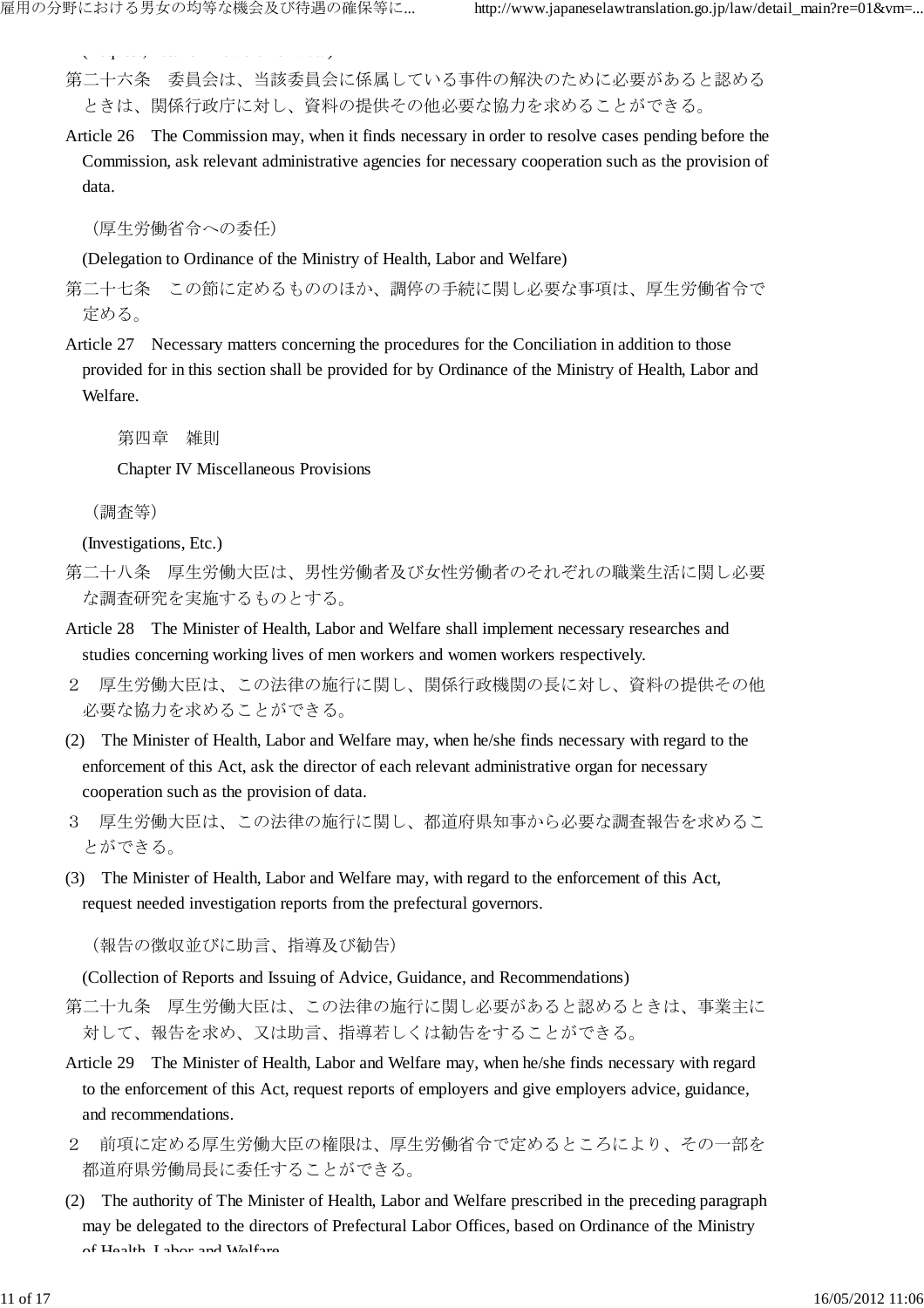第二十六条　委員会は、当該委員会に係属している事件の解決のために必要があると認めるときは、関係行政庁に対し、資料の提供その他必要な協力を求めることができる。

Article 26 The Commission may, when it finds necessary in order to resolve cases pending before the Commission, ask relevant administrative agencies for necessary cooperation such as the provision of data.

（厚生労働省令への委任）

(Delegation to Ordinance of the Ministry of Health, Labor and Welfare)

第二十七条　この節に定めるもののほか、調停の手続に関し必要な事項は、厚生労働省令で定める。

Article 27 Necessary matters concerning the procedures for the Conciliation in addition to those provided for in this section shall be provided for by Ordinance of the Ministry of Health, Labor and Welfare.

## 第四章　雑則

## Chapter IV Miscellaneous Provisions

（調査等）

(Investigations, Etc.)

第二十八条　厚生労働大臣は、男性労働者及び女性労働者のそれぞれの職業生活に関し必要な調査研究を実施するものとする。

Article 28 The Minister of Health, Labor and Welfare shall implement necessary researches and studies concerning working lives of men workers and women workers respectively.

２　厚生労働大臣は、この法律の施行に関し、関係行政機関の長に対し、資料の提供その他必要な協力を求めることができる。

(2) The Minister of Health, Labor and Welfare may, when he/she finds necessary with regard to the enforcement of this Act, ask the director of each relevant administrative organ for necessary cooperation such as the provision of data.

３　厚生労働大臣は、この法律の施行に関し、都道府県知事から必要な調査報告を求めることができる。

(3) The Minister of Health, Labor and Welfare may, with regard to the enforcement of this Act, request needed investigation reports from the prefectural governors.

（報告の徴収並びに助言、指導及び勧告）

(Collection of Reports and Issuing of Advice, Guidance, and Recommendations)

第二十九条　厚生労働大臣は、この法律の施行に関し必要があると認めるときは、事業主に対して、報告を求め、又は助言、指導若しくは勧告をすることができる。

Article 29 The Minister of Health, Labor and Welfare may, when he/she finds necessary with regard to the enforcement of this Act, request reports of employers and give employers advice, guidance, and recommendations.

２　前項に定める厚生労働大臣の権限は、厚生労働省令で定めるところにより、その一部を都道府県労働局長に委任することができる。

(2) The authority of The Minister of Health, Labor and Welfare prescribed in the preceding paragraph may be delegated to the directors of Prefectural Labor Offices, based on Ordinance of the Ministry of Health, Labor and Welfare.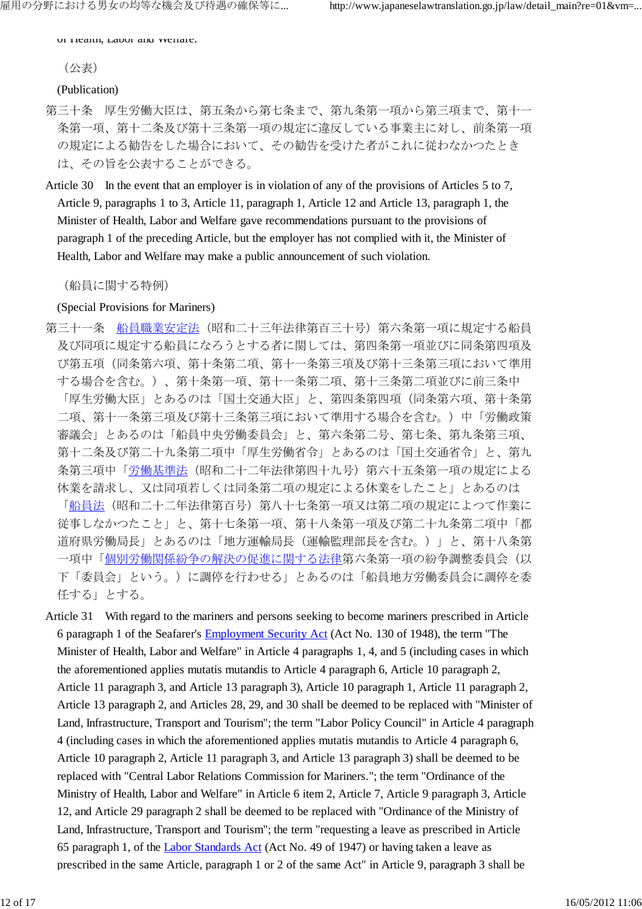of Health, Labor and Welfare.

（公表）

(Publication)

第三十条　厚生労働大臣は、第五条から第七条まで、第九条第一項から第三項まで、第十一条第一項、第十二条及び第十三条第一項の規定に違反している事業主に対し、前条第一項の規定による勧告をした場合において、その勧告を受けた者がこれに従わなかつたときは、その旨を公表することができる。

Article 30　In the event that an employer is in violation of any of the provisions of Articles 5 to 7, Article 9, paragraphs 1 to 3, Article 11, paragraph 1, Article 12 and Article 13, paragraph 1, the Minister of Health, Labor and Welfare gave recommendations pursuant to the provisions of paragraph 1 of the preceding Article, but the employer has not complied with it, the Minister of Health, Labor and Welfare may make a public announcement of such violation.

（船員に関する特例）

(Special Provisions for Mariners)

第三十一条　船員職業安定法（昭和二十三年法律第百三十号）第六条第一項に規定する船員及び同項に規定する船員になろうとする者に関しては、第四条第一項並びに同条第四項及び第五項（同条第六項、第十条第二項、第十一条第三項及び第十三条第三項において準用する場合を含む。）、第十条第一項、第十一条第二項、第十三条第二項並びに前三条中「厚生労働大臣」とあるのは「国土交通大臣」と、第四条第四項（同条第六項、第十条第二項、第十一条第三項及び第十三条第三項において準用する場合を含む。）中「労働政策審議会」とあるのは「船員中央労働委員会」と、第六条第二号、第七条、第九条第三項、第十二条及び第二十九条第二項中「厚生労働省令」とあるのは「国土交通省令」と、第九条第三項中「労働基準法（昭和二十二年法律第四十九号）第六十五条第一項の規定による休業を請求し、又は同項若しくは同条第二項の規定による休業をしたこと」とあるのは「船員法（昭和二十二年法律第百号）第八十七条第一項又は第二項の規定によつて作業に従事しなかつたこと」と、第十七条第一項、第十八条第一項及び第二十九条第二項中「都道府県労働局長」とあるのは「地方運輸局長（運輸監理部長を含む。）」と、第十八条第一項中「個別労働関係紛争の解決の促進に関する法律第六条第一項の紛争調整委員会（以下「委員会」という。）に調停を行わせる」とあるのは「船員地方労働委員会に調停を委任する」とする。

Article 31　With regard to the mariners and persons seeking to become mariners prescribed in Article 6 paragraph 1 of the Seafarer's Employment Security Act (Act No. 130 of 1948), the term "The Minister of Health, Labor and Welfare" in Article 4 paragraphs 1, 4, and 5 (including cases in which the aforementioned applies mutatis mutandis to Article 4 paragraph 6, Article 10 paragraph 2, Article 11 paragraph 3, and Article 13 paragraph 3), Article 10 paragraph 1, Article 11 paragraph 2, Article 13 paragraph 2, and Articles 28, 29, and 30 shall be deemed to be replaced with "Minister of Land, Infrastructure, Transport and Tourism"; the term "Labor Policy Council" in Article 4 paragraph 4 (including cases in which the aforementioned applies mutatis mutandis to Article 4 paragraph 6, Article 10 paragraph 2, Article 11 paragraph 3, and Article 13 paragraph 3) shall be deemed to be replaced with "Central Labor Relations Commission for Mariners."; the term "Ordinance of the Ministry of Health, Labor and Welfare" in Article 6 item 2, Article 7, Article 9 paragraph 3, Article 12, and Article 29 paragraph 2 shall be deemed to be replaced with "Ordinance of the Ministry of Land, Infrastructure, Transport and Tourism"; the term "requesting a leave as prescribed in Article 65 paragraph 1, of the Labor Standards Act (Act No. 49 of 1947) or having taken a leave as prescribed in the same Article, paragraph 1 or 2 of the same Act" in Article 9, paragraph 3 shall be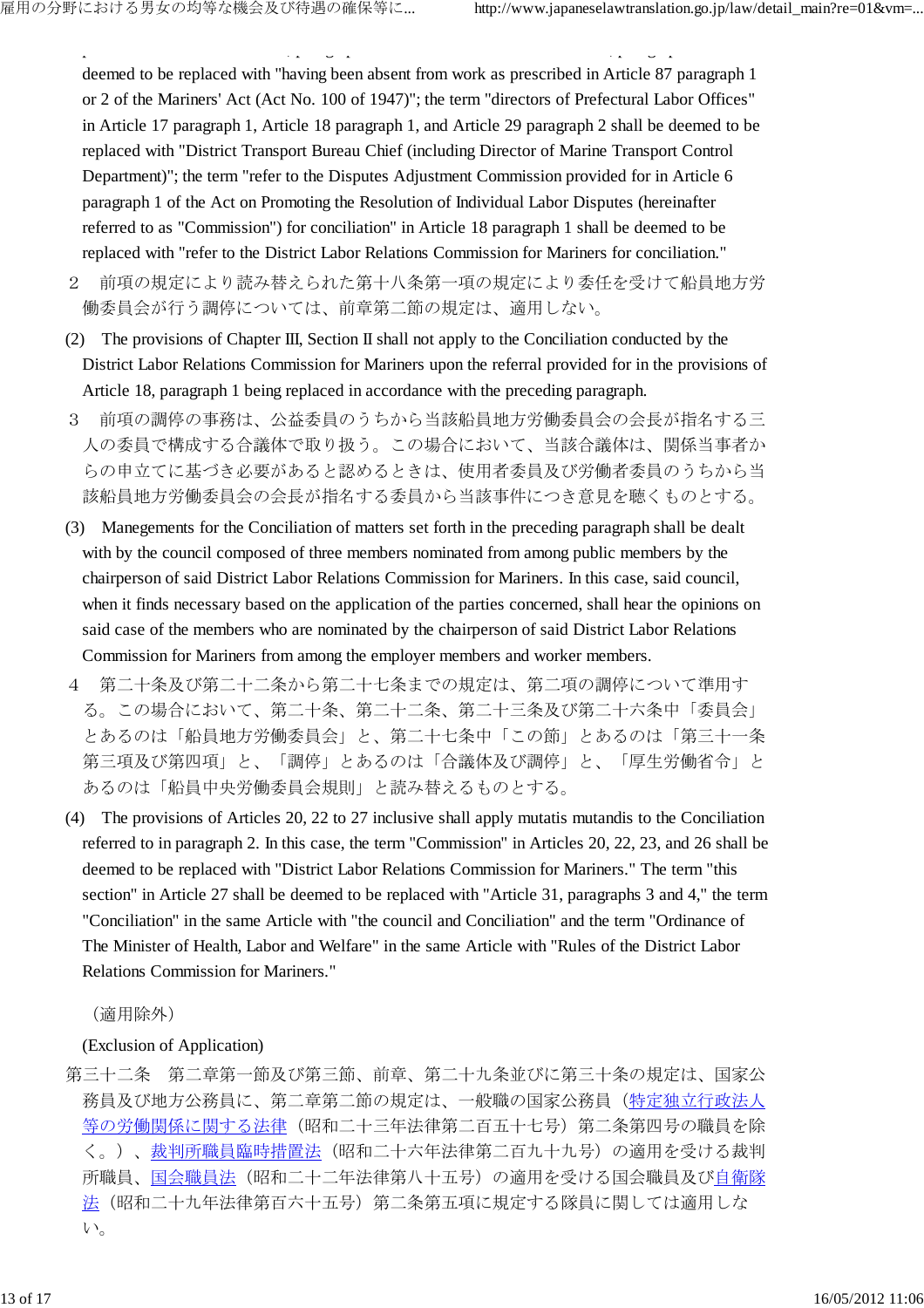deemed to be replaced with "having been absent from work as prescribed in Article 87 paragraph 1 or 2 of the Mariners' Act (Act No. 100 of 1947)"; the term "directors of Prefectural Labor Offices" in Article 17 paragraph 1, Article 18 paragraph 1, and Article 29 paragraph 2 shall be deemed to be replaced with "District Transport Bureau Chief (including Director of Marine Transport Control Department)"; the term "refer to the Disputes Adjustment Commission provided for in Article 6 paragraph 1 of the Act on Promoting the Resolution of Individual Labor Disputes (hereinafter referred to as "Commission") for conciliation" in Article 18 paragraph 1 shall be deemed to be replaced with "refer to the District Labor Relations Commission for Mariners for conciliation."

２　前項の規定により読み替えられた第十八条第一項の規定により委任を受けて船員地方労働委員会が行う調停については、前章第二節の規定は、適用しない。

(2) The provisions of Chapter III, Section II shall not apply to the Conciliation conducted by the District Labor Relations Commission for Mariners upon the referral provided for in the provisions of Article 18, paragraph 1 being replaced in accordance with the preceding paragraph.

３　前項の調停の事務は、公益委員のうちから当該船員地方労働委員会の会長が指名する三人の委員で構成する合議体で取り扱う。この場合において、当該合議体は、関係当事者からの申立てに基づき必要があると認めるときは、使用者委員及び労働者委員のうちから当該船員地方労働委員会の会長が指名する委員から当該事件につき意見を聴くものとする。

(3) Manegements for the Conciliation of matters set forth in the preceding paragraph shall be dealt with by the council composed of three members nominated from among public members by the chairperson of said District Labor Relations Commission for Mariners. In this case, said council, when it finds necessary based on the application of the parties concerned, shall hear the opinions on said case of the members who are nominated by the chairperson of said District Labor Relations Commission for Mariners from among the employer members and worker members.

４　第二十条及び第二十二条から第二十七条までの規定は、第二項の調停について準用する。この場合において、第二十条、第二十二条、第二十三条及び第二十六条中「委員会」とあるのは「船員地方労働委員会」と、第二十七条中「この節」とあるのは「第三十一条第三項及び第四項」と、「調停」とあるのは「合議体及び調停」と、「厚生労働省令」とあるのは「船員中央労働委員会規則」と読み替えるものとする。

(4) The provisions of Articles 20, 22 to 27 inclusive shall apply mutatis mutandis to the Conciliation referred to in paragraph 2. In this case, the term "Commission" in Articles 20, 22, 23, and 26 shall be deemed to be replaced with "District Labor Relations Commission for Mariners." The term "this section" in Article 27 shall be deemed to be replaced with "Article 31, paragraphs 3 and 4," the term "Conciliation" in the same Article with "the council and Conciliation" and the term "Ordinance of The Minister of Health, Labor and Welfare" in the same Article with "Rules of the District Labor Relations Commission for Mariners."

（適用除外）

(Exclusion of Application)

第三十二条　第二章第一節及び第三節、前章、第二十九条並びに第三十条の規定は、国家公務員及び地方公務員に、第二章第二節の規定は、一般職の国家公務員（特定独立行政法人等の労働関係に関する法律（昭和二十三年法律第二百五十七号）第二条第四号の職員を除く。）、裁判所職員臨時措置法（昭和二十六年法律第二百九十九号）の適用を受ける裁判所職員、国会職員法（昭和二十二年法律第八十五号）の適用を受ける国会職員及び自衛隊法（昭和二十九年法律第百六十五号）第二条第五項に規定する隊員に関しては適用しない。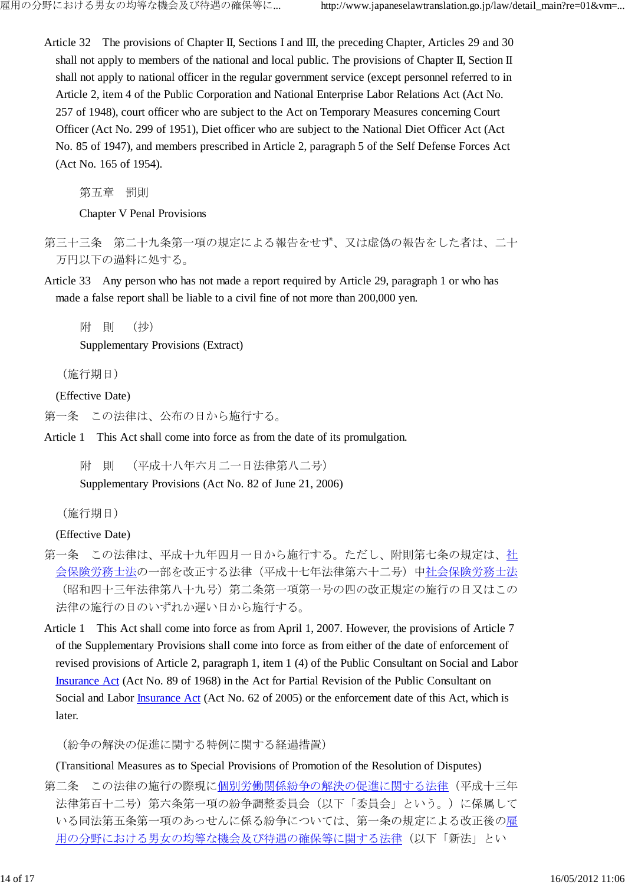Article 32 The provisions of Chapter II, Sections I and III, the preceding Chapter, Articles 29 and 30 shall not apply to members of the national and local public. The provisions of Chapter II, Section II shall not apply to national officer in the regular government service (except personnel referred to in Article 2, item 4 of the Public Corporation and National Enterprise Labor Relations Act (Act No. 257 of 1948), court officer who are subject to the Act on Temporary Measures concerning Court Officer (Act No. 299 of 1951), Diet officer who are subject to the National Diet Officer Act (Act No. 85 of 1947), and members prescribed in Article 2, paragraph 5 of the Self Defense Forces Act (Act No. 165 of 1954).

第五章　罰則

Chapter V Penal Provisions

第三十三条　第二十九条第一項の規定による報告をせず、又は虚偽の報告をした者は、二十万円以下の過料に処する。

Article 33 Any person who has not made a report required by Article 29, paragraph 1 or who has made a false report shall be liable to a civil fine of not more than 200,000 yen.

附　則　（抄）

Supplementary Provisions (Extract)

（施行期日）

(Effective Date)

第一条　この法律は、公布の日から施行する。

Article 1 This Act shall come into force as from the date of its promulgation.

附　則　（平成十八年六月二一日法律第八二号）

Supplementary Provisions (Act No. 82 of June 21, 2006)

（施行期日）

(Effective Date)

第一条　この法律は、平成十九年四月一日から施行する。ただし、附則第七条の規定は、社会保険労務士法の一部を改正する法律（平成十七年法律第六十二号）中社会保険労務士法（昭和四十三年法律第八十九号）第二条第一項第一号の四の改正規定の施行の日又はこの法律の施行の日のいずれか遅い日から施行する。

Article 1 This Act shall come into force as from April 1, 2007. However, the provisions of Article 7 of the Supplementary Provisions shall come into force as from either of the date of enforcement of revised provisions of Article 2, paragraph 1, item 1 (4) of the Public Consultant on Social and Labor Insurance Act (Act No. 89 of 1968) in the Act for Partial Revision of the Public Consultant on Social and Labor Insurance Act (Act No. 62 of 2005) or the enforcement date of this Act, which is later.

（紛争の解決の促進に関する特例に関する経過措置）

(Transitional Measures as to Special Provisions of Promotion of the Resolution of Disputes)

第二条　この法律の施行の際現に個別労働関係紛争の解決の促進に関する法律（平成十三年法律第百十二号）第六条第一項の紛争調整委員会（以下「委員会」という。）に係属している同法第五条第一項のあっせんに係る紛争については、第一条の規定による改正後の雇用の分野における男女の均等な機会及び待遇の確保等に関する法律（以下「新法」とい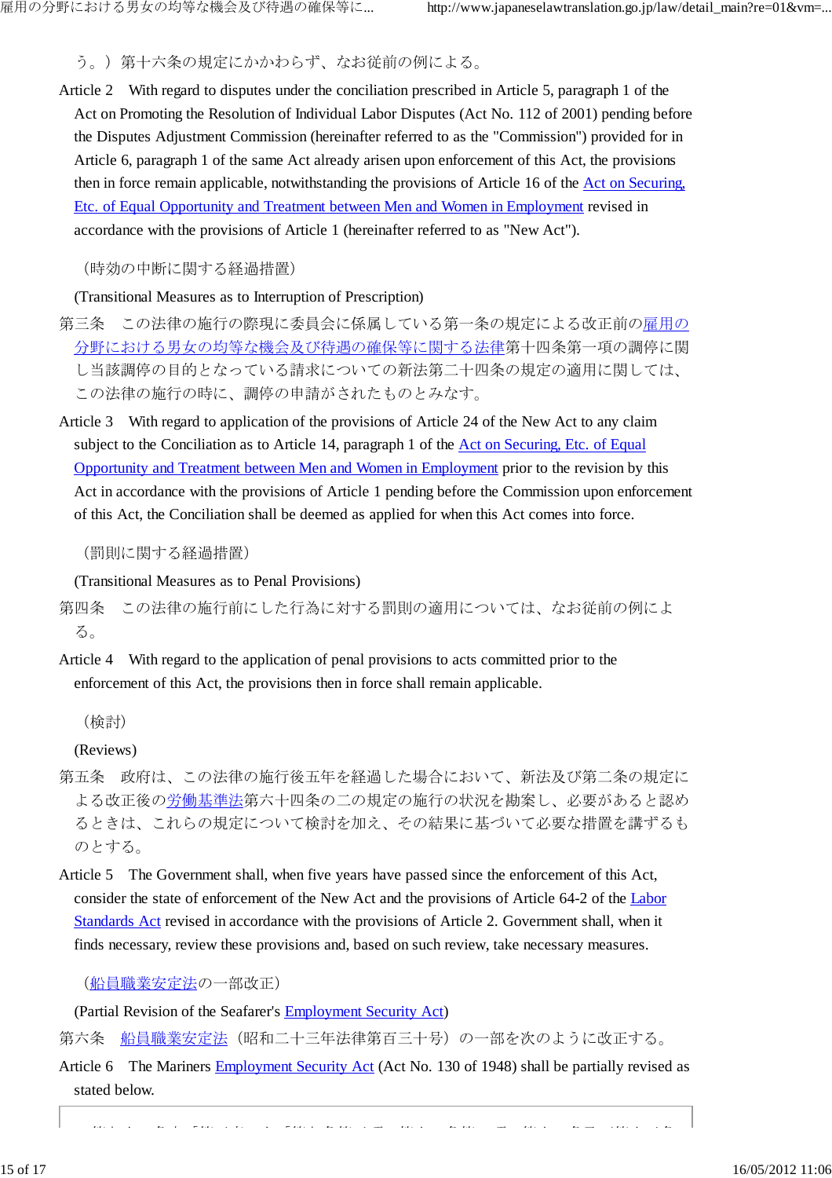う。）第十六条の規定にかかわらず、なお従前の例による。

Article 2 With regard to disputes under the conciliation prescribed in Article 5, paragraph 1 of the Act on Promoting the Resolution of Individual Labor Disputes (Act No. 112 of 2001) pending before the Disputes Adjustment Commission (hereinafter referred to as the "Commission") provided for in Article 6, paragraph 1 of the same Act already arisen upon enforcement of this Act, the provisions then in force remain applicable, notwithstanding the provisions of Article 16 of the Act on Securing, Etc. of Equal Opportunity and Treatment between Men and Women in Employment revised in accordance with the provisions of Article 1 (hereinafter referred to as "New Act").

（時効の中断に関する経過措置）

(Transitional Measures as to Interruption of Prescription)

第三条　この法律の施行の際現に委員会に係属している第一条の規定による改正前の雇用の分野における男女の均等な機会及び待遇の確保等に関する法律第十四条第一項の調停に関し当該調停の目的となっている請求についての新法第二十四条の規定の適用に関しては、この法律の施行の時に、調停の申請がされたものとみなす。

Article 3 With regard to application of the provisions of Article 24 of the New Act to any claim subject to the Conciliation as to Article 14, paragraph 1 of the Act on Securing, Etc. of Equal Opportunity and Treatment between Men and Women in Employment prior to the revision by this Act in accordance with the provisions of Article 1 pending before the Commission upon enforcement of this Act, the Conciliation shall be deemed as applied for when this Act comes into force.

（罰則に関する経過措置）

(Transitional Measures as to Penal Provisions)

第四条　この法律の施行前にした行為に対する罰則の適用については、なお従前の例による。

Article 4 With regard to the application of penal provisions to acts committed prior to the enforcement of this Act, the provisions then in force shall remain applicable.

（検討）

(Reviews)

第五条　政府は、この法律の施行後五年を経過した場合において、新法及び第二条の規定による改正後の労働基準法第六十四条の二の規定の施行の状況を勘案し、必要があると認めるときは、これらの規定について検討を加え、その結果に基づいて必要な措置を講ずるものとする。

Article 5 The Government shall, when five years have passed since the enforcement of this Act, consider the state of enforcement of the New Act and the provisions of Article 64-2 of the Labor Standards Act revised in accordance with the provisions of Article 2. Government shall, when it finds necessary, review these provisions and, based on such review, take necessary measures.

（船員職業安定法の一部改正）

(Partial Revision of the Seafarer's Employment Security Act)

第六条　船員職業安定法（昭和二十三年法律第百三十号）の一部を次のように改正する。

Article 6 The Mariners Employment Security Act (Act No. 130 of 1948) shall be partially revised as stated below.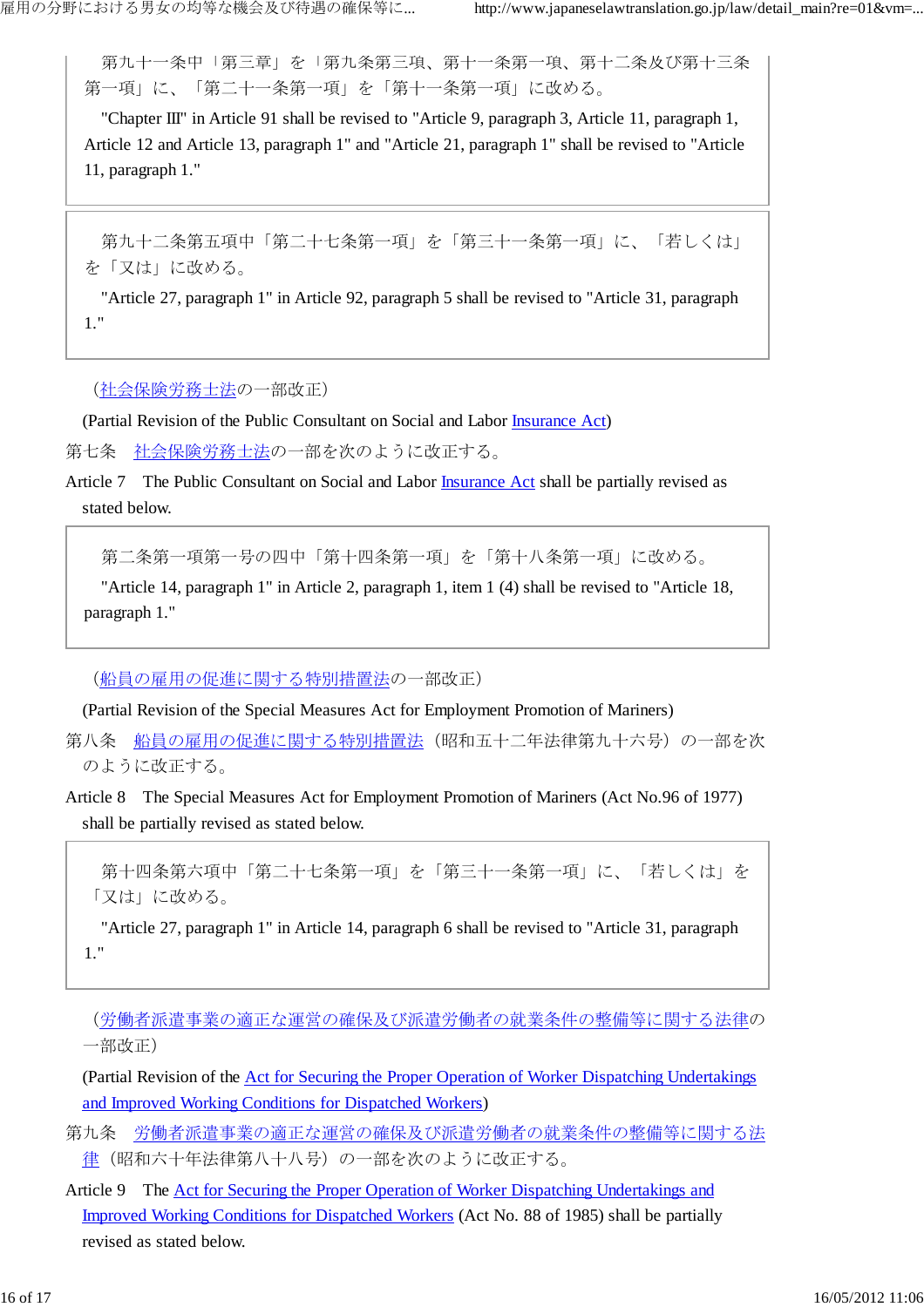第九十一条中「第三章」を「第九条第三項、第十一条第一項、第十二条及び第十三条第一項」に、「第二十一条第一項」を「第十一条第一項」に改める。

"Chapter III" in Article 91 shall be revised to "Article 9, paragraph 3, Article 11, paragraph 1, Article 12 and Article 13, paragraph 1" and "Article 21, paragraph 1" shall be revised to "Article 11, paragraph 1."

第九十二条第五項中「第二十七条第一項」を「第三十一条第一項」に、「若しくは」を「又は」に改める。

"Article 27, paragraph 1" in Article 92, paragraph 5 shall be revised to "Article 31, paragraph 1."

（社会保険労務士法の一部改正）

(Partial Revision of the Public Consultant on Social and Labor Insurance Act)

第七条　社会保険労務士法の一部を次のように改正する。

Article 7　The Public Consultant on Social and Labor Insurance Act shall be partially revised as stated below.

第二条第一項第一号の四中「第十四条第一項」を「第十八条第一項」に改める。

"Article 14, paragraph 1" in Article 2, paragraph 1, item 1 (4) shall be revised to "Article 18, paragraph 1."

（船員の雇用の促進に関する特別措置法の一部改正）

(Partial Revision of the Special Measures Act for Employment Promotion of Mariners)

第八条　船員の雇用の促進に関する特別措置法（昭和五十二年法律第九十六号）の一部を次のように改正する。

Article 8　The Special Measures Act for Employment Promotion of Mariners (Act No.96 of 1977) shall be partially revised as stated below.

第十四条第六項中「第二十七条第一項」を「第三十一条第一項」に、「若しくは」を「又は」に改める。

"Article 27, paragraph 1" in Article 14, paragraph 6 shall be revised to "Article 31, paragraph 1."

（労働者派遣事業の適正な運営の確保及び派遣労働者の就業条件の整備等に関する法律の一部改正）

(Partial Revision of the Act for Securing the Proper Operation of Worker Dispatching Undertakings and Improved Working Conditions for Dispatched Workers)

第九条　労働者派遣事業の適正な運営の確保及び派遣労働者の就業条件の整備等に関する法律（昭和六十年法律第八十八号）の一部を次のように改正する。

Article 9　The Act for Securing the Proper Operation of Worker Dispatching Undertakings and Improved Working Conditions for Dispatched Workers (Act No. 88 of 1985) shall be partially revised as stated below.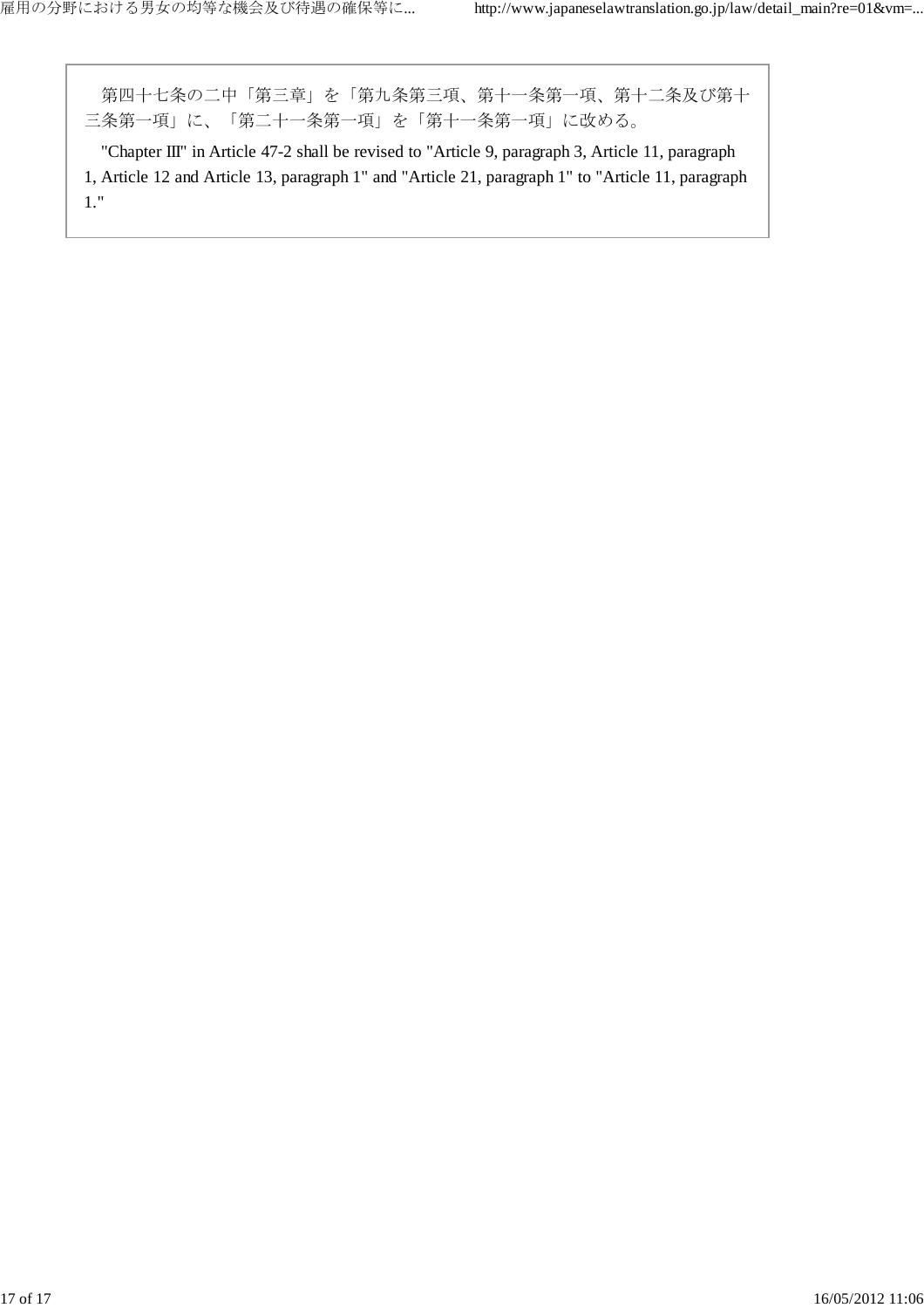第四十七条の二中「第三章」を「第九条第三項、第十一条第一項、第十二条及び第十三条第一項」に、「第二十一条第一項」を「第十一条第一項」に改める。

"Chapter III" in Article 47-2 shall be revised to "Article 9, paragraph 3, Article 11, paragraph 1, Article 12 and Article 13, paragraph 1" and "Article 21, paragraph 1" to "Article 11, paragraph 1."